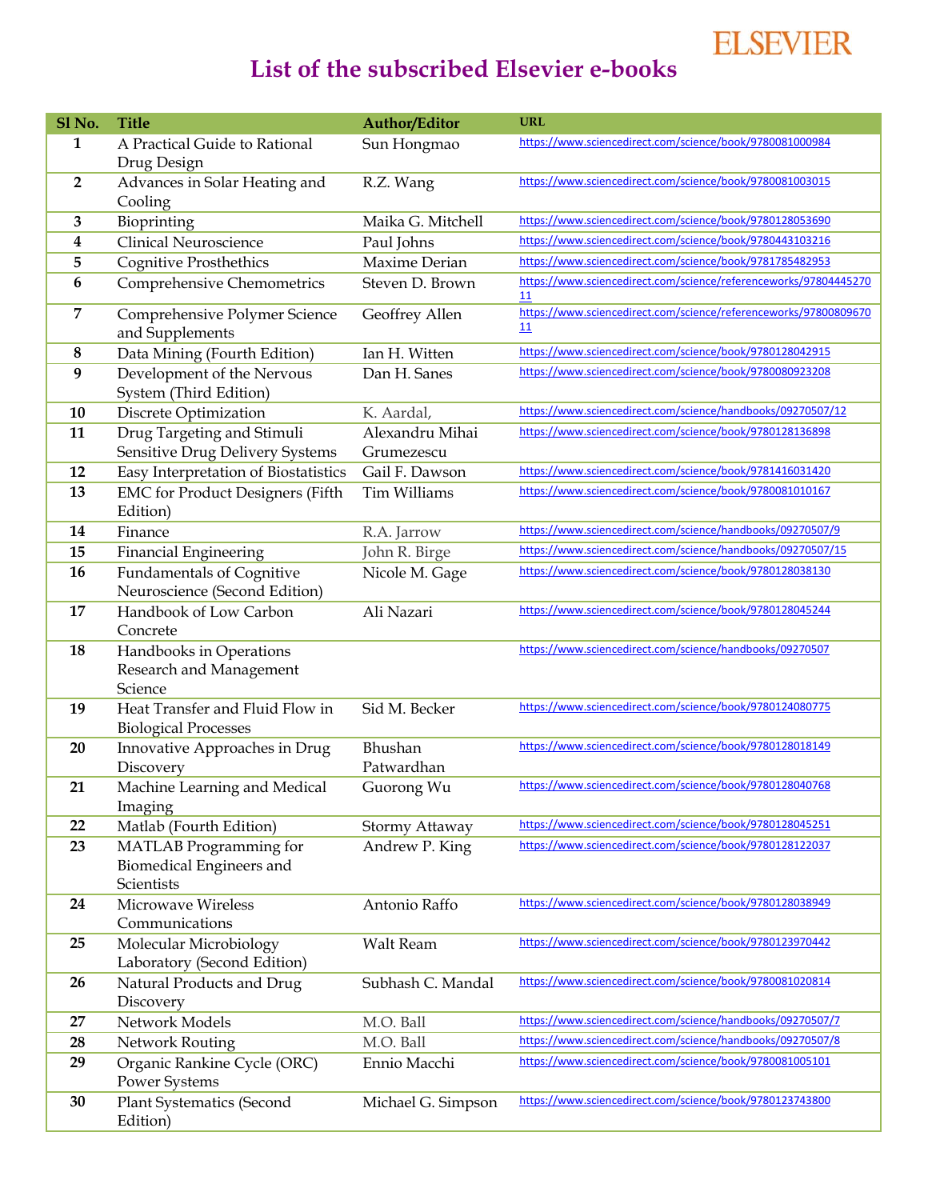ELSEVIER

# List of the subscribed Elsevier e-books

| Sl No. | Title | Author/Editor | URL |
|---|---|---|---|
| 1 | A Practical Guide to Rational Drug Design | Sun Hongmao | https://www.sciencedirect.com/science/book/9780081000984 |
| 2 | Advances in Solar Heating and Cooling | R.Z. Wang | https://www.sciencedirect.com/science/book/9780081003015 |
| 3 | Bioprinting | Maika G. Mitchell | https://www.sciencedirect.com/science/book/9780128053690 |
| 4 | Clinical Neuroscience | Paul Johns | https://www.sciencedirect.com/science/book/9780443103216 |
| 5 | Cognitive Prosthethics | Maxime Derian | https://www.sciencedirect.com/science/book/9781785482953 |
| 6 | Comprehensive Chemometrics | Steven D. Brown | https://www.sciencedirect.com/science/referenceworks/9780444527011 |
| 7 | Comprehensive Polymer Science and Supplements | Geoffrey Allen | https://www.sciencedirect.com/science/referenceworks/9780080967011 |
| 8 | Data Mining (Fourth Edition) | Ian H. Witten | https://www.sciencedirect.com/science/book/9780128042915 |
| 9 | Development of the Nervous System (Third Edition) | Dan H. Sanes | https://www.sciencedirect.com/science/book/9780080923208 |
| 10 | Discrete Optimization | K. Aardal, | https://www.sciencedirect.com/science/handbooks/09270507/12 |
| 11 | Drug Targeting and Stimuli Sensitive Drug Delivery Systems | Alexandru Mihai Grumezescu | https://www.sciencedirect.com/science/book/9780128136898 |
| 12 | Easy Interpretation of Biostatistics | Gail F. Dawson | https://www.sciencedirect.com/science/book/9781416031420 |
| 13 | EMC for Product Designers (Fifth Edition) | Tim Williams | https://www.sciencedirect.com/science/book/9780081010167 |
| 14 | Finance | R.A. Jarrow | https://www.sciencedirect.com/science/handbooks/09270507/9 |
| 15 | Financial Engineering | John R. Birge | https://www.sciencedirect.com/science/handbooks/09270507/15 |
| 16 | Fundamentals of Cognitive Neuroscience (Second Edition) | Nicole M. Gage | https://www.sciencedirect.com/science/book/9780128038130 |
| 17 | Handbook of Low Carbon Concrete | Ali Nazari | https://www.sciencedirect.com/science/book/9780128045244 |
| 18 | Handbooks in Operations Research and Management Science | | https://www.sciencedirect.com/science/handbooks/09270507 |
| 19 | Heat Transfer and Fluid Flow in Biological Processes | Sid M. Becker | https://www.sciencedirect.com/science/book/9780124080775 |
| 20 | Innovative Approaches in Drug Discovery | Bhushan Patwardhan | https://www.sciencedirect.com/science/book/9780128018149 |
| 21 | Machine Learning and Medical Imaging | Guorong Wu | https://www.sciencedirect.com/science/book/9780128040768 |
| 22 | Matlab (Fourth Edition) | Stormy Attaway | https://www.sciencedirect.com/science/book/9780128045251 |
| 23 | MATLAB Programming for Biomedical Engineers and Scientists | Andrew P. King | https://www.sciencedirect.com/science/book/9780128122037 |
| 24 | Microwave Wireless Communications | Antonio Raffo | https://www.sciencedirect.com/science/book/9780128038949 |
| 25 | Molecular Microbiology Laboratory (Second Edition) | Walt Ream | https://www.sciencedirect.com/science/book/9780123970442 |
| 26 | Natural Products and Drug Discovery | Subhash C. Mandal | https://www.sciencedirect.com/science/book/9780081020814 |
| 27 | Network Models | M.O. Ball | https://www.sciencedirect.com/science/handbooks/09270507/7 |
| 28 | Network Routing | M.O. Ball | https://www.sciencedirect.com/science/handbooks/09270507/8 |
| 29 | Organic Rankine Cycle (ORC) Power Systems | Ennio Macchi | https://www.sciencedirect.com/science/book/9780081005101 |
| 30 | Plant Systematics (Second Edition) | Michael G. Simpson | https://www.sciencedirect.com/science/book/9780123743800 |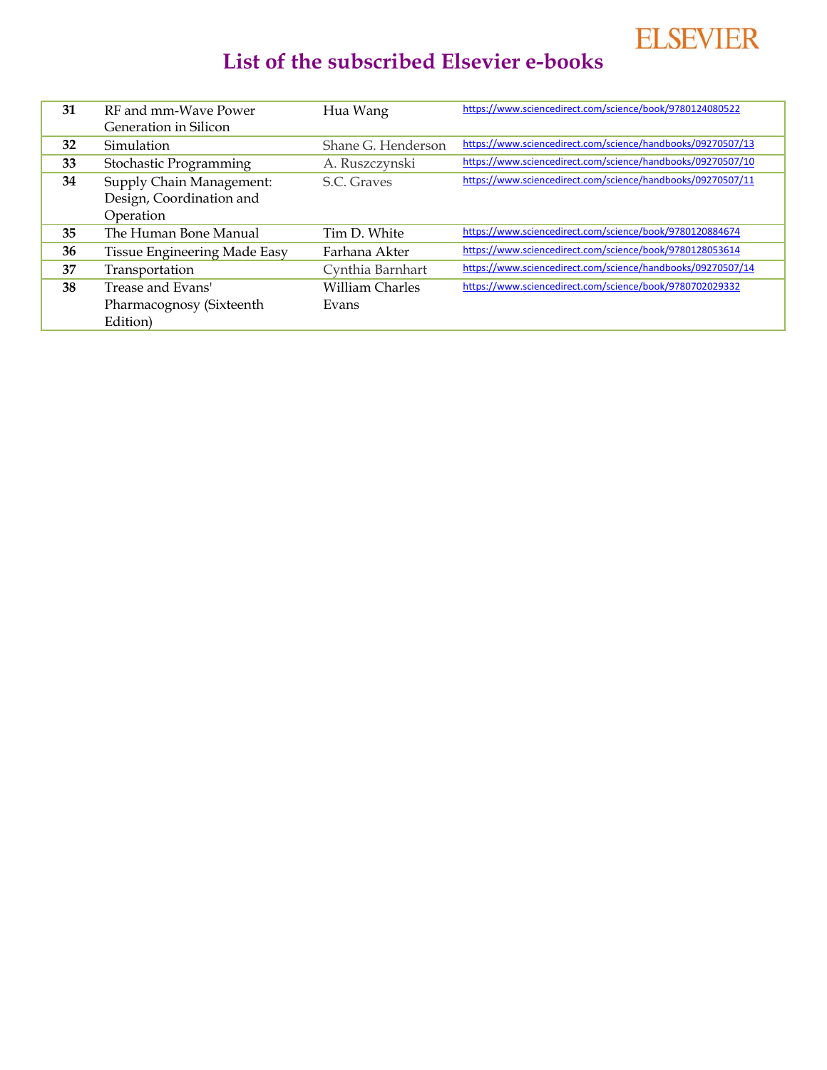# List of the subscribed Elsevier e-books

| | | | |
|---|---|---|---|
| **31** | RF and mm-Wave Power Generation in Silicon | Hua Wang | https://www.sciencedirect.com/science/book/9780124080522 |
| **32** | Simulation | Shane G. Henderson | https://www.sciencedirect.com/science/handbooks/09270507/13 |
| **33** | Stochastic Programming | A. Ruszczynski | https://www.sciencedirect.com/science/handbooks/09270507/10 |
| **34** | Supply Chain Management: Design, Coordination and Operation | S.C. Graves | https://www.sciencedirect.com/science/handbooks/09270507/11 |
| **35** | The Human Bone Manual | Tim D. White | https://www.sciencedirect.com/science/book/9780120884674 |
| **36** | Tissue Engineering Made Easy | Farhana Akter | https://www.sciencedirect.com/science/book/9780128053614 |
| **37** | Transportation | Cynthia Barnhart | https://www.sciencedirect.com/science/handbooks/09270507/14 |
| **38** | Trease and Evans' Pharmacognosy (Sixteenth Edition) | William Charles Evans | https://www.sciencedirect.com/science/book/9780702029332 |